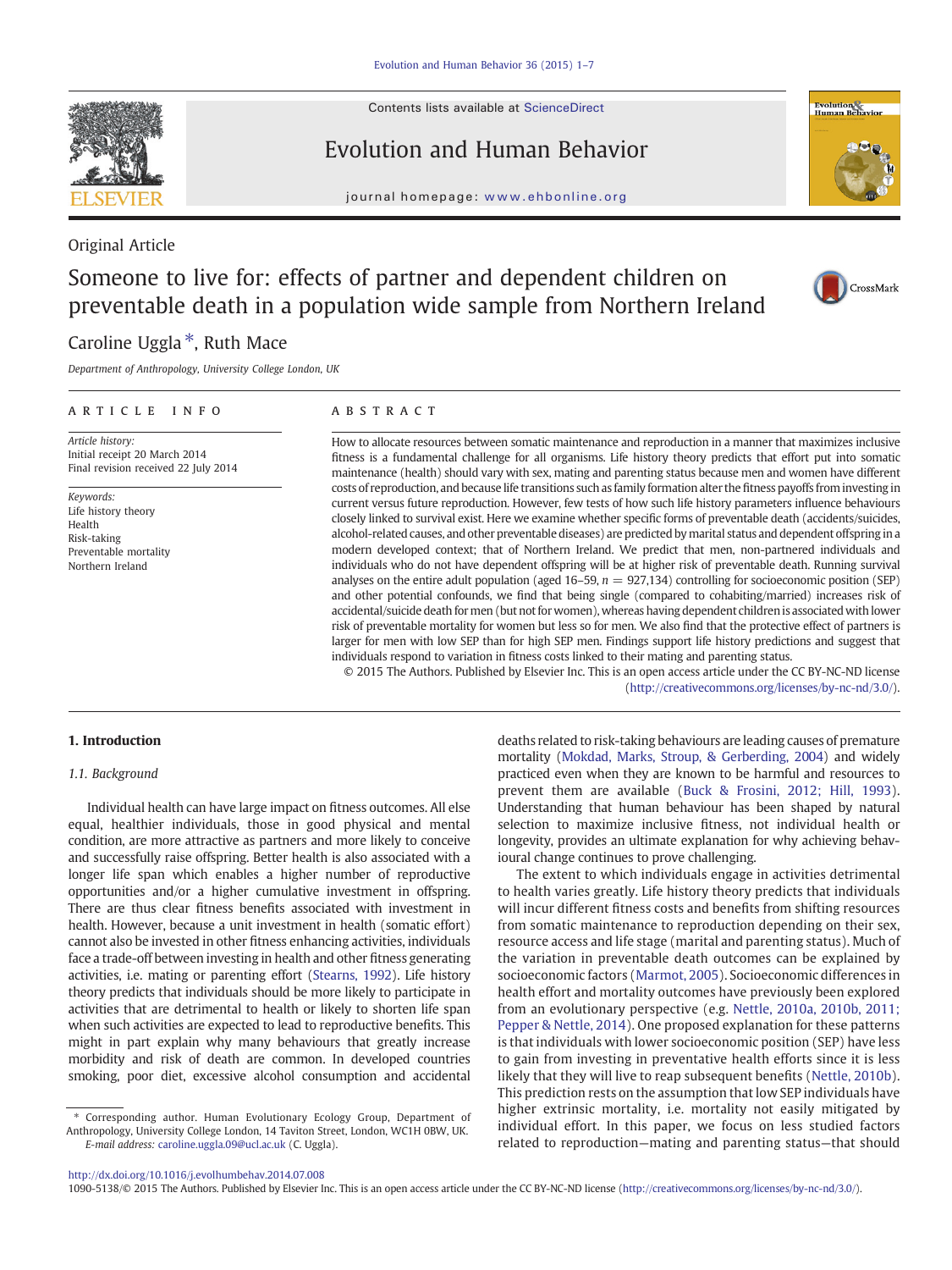Contents lists available at ScienceDirect

# Evolution and Human Behavior

journal homepage: www.ehbonline.org

Original Article

## Someone to live for: effects of partner and dependent children on preventable death in a population wide sample from Northern Ireland

Caroline Uggla *, Ruth Mace

*Department of Anthropology, University College London, UK*

**ARTICLE INFO**

*Article history:*
Initial receipt 20 March 2014
Final revision received 22 July 2014

*Keywords:*
Life history theory
Health
Risk-taking
Preventable mortality
Northern Ireland

**ABSTRACT**

How to allocate resources between somatic maintenance and reproduction in a manner that maximizes inclusive fitness is a fundamental challenge for all organisms. Life history theory predicts that effort put into somatic maintenance (health) should vary with sex, mating and parenting status because men and women have different costs of reproduction, and because life transitions such as family formation alter the fitness payoffs from investing in current versus future reproduction. However, few tests of how such life history parameters influence behaviours closely linked to survival exist. Here we examine whether specific forms of preventable death (accidents/suicides, alcohol-related causes, and other preventable diseases) are predicted by marital status and dependent offspring in a modern developed context; that of Northern Ireland. We predict that men, non-partnered individuals and individuals who do not have dependent offspring will be at higher risk of preventable death. Running survival analyses on the entire adult population (aged 16–59, $n = 927{,}134$) controlling for socioeconomic position (SEP) and other potential confounds, we find that being single (compared to cohabiting/married) increases risk of accidental/suicide death for men (but not for women), whereas having dependent children is associated with lower risk of preventable mortality for women but less so for men. We also find that the protective effect of partners is larger for men with low SEP than for high SEP men. Findings support life history predictions and suggest that individuals respond to variation in fitness costs linked to their mating and parenting status.

© 2015 The Authors. Published by Elsevier Inc. This is an open access article under the CC BY-NC-ND license (http://creativecommons.org/licenses/by-nc-nd/3.0/).

### 1. Introduction

#### 1.1. Background

Individual health can have large impact on fitness outcomes. All else equal, healthier individuals, those in good physical and mental condition, are more attractive as partners and more likely to conceive and successfully raise offspring. Better health is also associated with a longer life span which enables a higher number of reproductive opportunities and/or a higher cumulative investment in offspring. There are thus clear fitness benefits associated with investment in health. However, because a unit investment in health (somatic effort) cannot also be invested in other fitness enhancing activities, individuals face a trade-off between investing in health and other fitness generating activities, i.e. mating or parenting effort (Stearns, 1992). Life history theory predicts that individuals should be more likely to participate in activities that are detrimental to health or likely to shorten life span when such activities are expected to lead to reproductive benefits. This might in part explain why many behaviours that greatly increase morbidity and risk of death are common. In developed countries smoking, poor diet, excessive alcohol consumption and accidental deaths related to risk-taking behaviours are leading causes of premature mortality (Mokdad, Marks, Stroup, & Gerberding, 2004) and widely practiced even when they are known to be harmful and resources to prevent them are available (Buck & Frosini, 2012; Hill, 1993). Understanding that human behaviour has been shaped by natural selection to maximize inclusive fitness, not individual health or longevity, provides an ultimate explanation for why achieving behavioural change continues to prove challenging.

The extent to which individuals engage in activities detrimental to health varies greatly. Life history theory predicts that individuals will incur different fitness costs and benefits from shifting resources from somatic maintenance to reproduction depending on their sex, resource access and life stage (marital and parenting status). Much of the variation in preventable death outcomes can be explained by socioeconomic factors (Marmot, 2005). Socioeconomic differences in health effort and mortality outcomes have previously been explored from an evolutionary perspective (e.g. Nettle, 2010a, 2010b, 2011; Pepper & Nettle, 2014). One proposed explanation for these patterns is that individuals with lower socioeconomic position (SEP) have less to gain from investing in preventative health efforts since it is less likely that they will live to reap subsequent benefits (Nettle, 2010b). This prediction rests on the assumption that low SEP individuals have higher extrinsic mortality, i.e. mortality not easily mitigated by individual effort. In this paper, we focus on less studied factors related to reproduction—mating and parenting status—that should

* Corresponding author. Human Evolutionary Ecology Group, Department of Anthropology, University College London, 14 Taviton Street, London, WC1H 0BW, UK.
*E-mail address:* caroline.uggla.09@ucl.ac.uk (C. Uggla).

http://dx.doi.org/10.1016/j.evolhumbehav.2014.07.008
1090-5138/© 2015 The Authors. Published by Elsevier Inc. This is an open access article under the CC BY-NC-ND license (http://creativecommons.org/licenses/by-nc-nd/3.0/).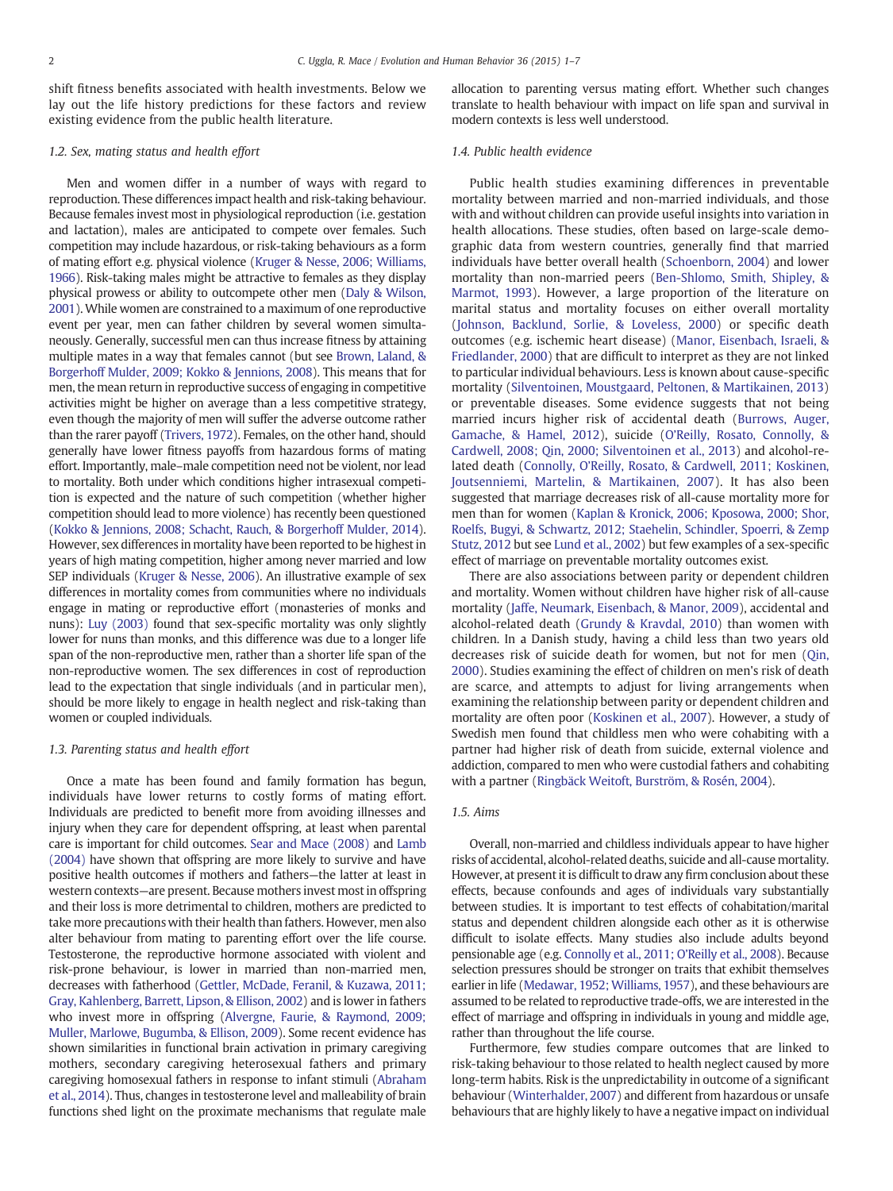shift fitness benefits associated with health investments. Below we lay out the life history predictions for these factors and review existing evidence from the public health literature.

### 1.2. Sex, mating status and health effort

Men and women differ in a number of ways with regard to reproduction. These differences impact health and risk-taking behaviour. Because females invest most in physiological reproduction (i.e. gestation and lactation), males are anticipated to compete over females. Such competition may include hazardous, or risk-taking behaviours as a form of mating effort e.g. physical violence (Kruger & Nesse, 2006; Williams, 1966). Risk-taking males might be attractive to females as they display physical prowess or ability to outcompete other men (Daly & Wilson, 2001). While women are constrained to a maximum of one reproductive event per year, men can father children by several women simultaneously. Generally, successful men can thus increase fitness by attaining multiple mates in a way that females cannot (but see Brown, Laland, & Borgerhoff Mulder, 2009; Kokko & Jennions, 2008). This means that for men, the mean return in reproductive success of engaging in competitive activities might be higher on average than a less competitive strategy, even though the majority of men will suffer the adverse outcome rather than the rarer payoff (Trivers, 1972). Females, on the other hand, should generally have lower fitness payoffs from hazardous forms of mating effort. Importantly, male–male competition need not be violent, nor lead to mortality. Both under which conditions higher intrasexual competition is expected and the nature of such competition (whether higher competition should lead to more violence) has recently been questioned (Kokko & Jennions, 2008; Schacht, Rauch, & Borgerhoff Mulder, 2014). However, sex differences in mortality have been reported to be highest in years of high mating competition, higher among never married and low SEP individuals (Kruger & Nesse, 2006). An illustrative example of sex differences in mortality comes from communities where no individuals engage in mating or reproductive effort (monasteries of monks and nuns): Luy (2003) found that sex-specific mortality was only slightly lower for nuns than monks, and this difference was due to a longer life span of the non-reproductive men, rather than a shorter life span of the non-reproductive women. The sex differences in cost of reproduction lead to the expectation that single individuals (and in particular men), should be more likely to engage in health neglect and risk-taking than women or coupled individuals.

### 1.3. Parenting status and health effort

Once a mate has been found and family formation has begun, individuals have lower returns to costly forms of mating effort. Individuals are predicted to benefit more from avoiding illnesses and injury when they care for dependent offspring, at least when parental care is important for child outcomes. Sear and Mace (2008) and Lamb (2004) have shown that offspring are more likely to survive and have positive health outcomes if mothers and fathers—the latter at least in western contexts—are present. Because mothers invest most in offspring and their loss is more detrimental to children, mothers are predicted to take more precautions with their health than fathers. However, men also alter behaviour from mating to parenting effort over the life course. Testosterone, the reproductive hormone associated with violent and risk-prone behaviour, is lower in married than non-married men, decreases with fatherhood (Gettler, McDade, Feranil, & Kuzawa, 2011; Gray, Kahlenberg, Barrett, Lipson, & Ellison, 2002) and is lower in fathers who invest more in offspring (Alvergne, Faurie, & Raymond, 2009; Muller, Marlowe, Bugumba, & Ellison, 2009). Some recent evidence has shown similarities in functional brain activation in primary caregiving mothers, secondary caregiving heterosexual fathers and primary caregiving homosexual fathers in response to infant stimuli (Abraham et al., 2014). Thus, changes in testosterone level and malleability of brain functions shed light on the proximate mechanisms that regulate male allocation to parenting versus mating effort. Whether such changes translate to health behaviour with impact on life span and survival in modern contexts is less well understood.

### 1.4. Public health evidence

Public health studies examining differences in preventable mortality between married and non-married individuals, and those with and without children can provide useful insights into variation in health allocations. These studies, often based on large-scale demographic data from western countries, generally find that married individuals have better overall health (Schoenborn, 2004) and lower mortality than non-married peers (Ben-Shlomo, Smith, Shipley, & Marmot, 1993). However, a large proportion of the literature on marital status and mortality focuses on either overall mortality (Johnson, Backlund, Sorlie, & Loveless, 2000) or specific death outcomes (e.g. ischemic heart disease) (Manor, Eisenbach, Israeli, & Friedlander, 2000) that are difficult to interpret as they are not linked to particular individual behaviours. Less is known about cause-specific mortality (Silventoinen, Moustgaard, Peltonen, & Martikainen, 2013) or preventable diseases. Some evidence suggests that not being married incurs higher risk of accidental death (Burrows, Auger, Gamache, & Hamel, 2012), suicide (O'Reilly, Rosato, Connolly, & Cardwell, 2008; Qin, 2000; Silventoinen et al., 2013) and alcohol-related death (Connolly, O'Reilly, Rosato, & Cardwell, 2011; Koskinen, Joutsenniemi, Martelin, & Martikainen, 2007). It has also been suggested that marriage decreases risk of all-cause mortality more for men than for women (Kaplan & Kronick, 2006; Kposowa, 2000; Shor, Roelfs, Bugyi, & Schwartz, 2012; Staehelin, Schindler, Spoerri, & Zemp Stutz, 2012 but see Lund et al., 2002) but few examples of a sex-specific effect of marriage on preventable mortality outcomes exist.

There are also associations between parity or dependent children and mortality. Women without children have higher risk of all-cause mortality (Jaffe, Neumark, Eisenbach, & Manor, 2009), accidental and alcohol-related death (Grundy & Kravdal, 2010) than women with children. In a Danish study, having a child less than two years old decreases risk of suicide death for women, but not for men (Qin, 2000). Studies examining the effect of children on men's risk of death are scarce, and attempts to adjust for living arrangements when examining the relationship between parity or dependent children and mortality are often poor (Koskinen et al., 2007). However, a study of Swedish men found that childless men who were cohabiting with a partner had higher risk of death from suicide, external violence and addiction, compared to men who were custodial fathers and cohabiting with a partner (Ringbäck Weitoft, Burström, & Rosén, 2004).

### 1.5. Aims

Overall, non-married and childless individuals appear to have higher risks of accidental, alcohol-related deaths, suicide and all-cause mortality. However, at present it is difficult to draw any firm conclusion about these effects, because confounds and ages of individuals vary substantially between studies. It is important to test effects of cohabitation/marital status and dependent children alongside each other as it is otherwise difficult to isolate effects. Many studies also include adults beyond pensionable age (e.g. Connolly et al., 2011; O'Reilly et al., 2008). Because selection pressures should be stronger on traits that exhibit themselves earlier in life (Medawar, 1952; Williams, 1957), and these behaviours are assumed to be related to reproductive trade-offs, we are interested in the effect of marriage and offspring in individuals in young and middle age, rather than throughout the life course.

Furthermore, few studies compare outcomes that are linked to risk-taking behaviour to those related to health neglect caused by more long-term habits. Risk is the unpredictability in outcome of a significant behaviour (Winterhalder, 2007) and different from hazardous or unsafe behaviours that are highly likely to have a negative impact on individual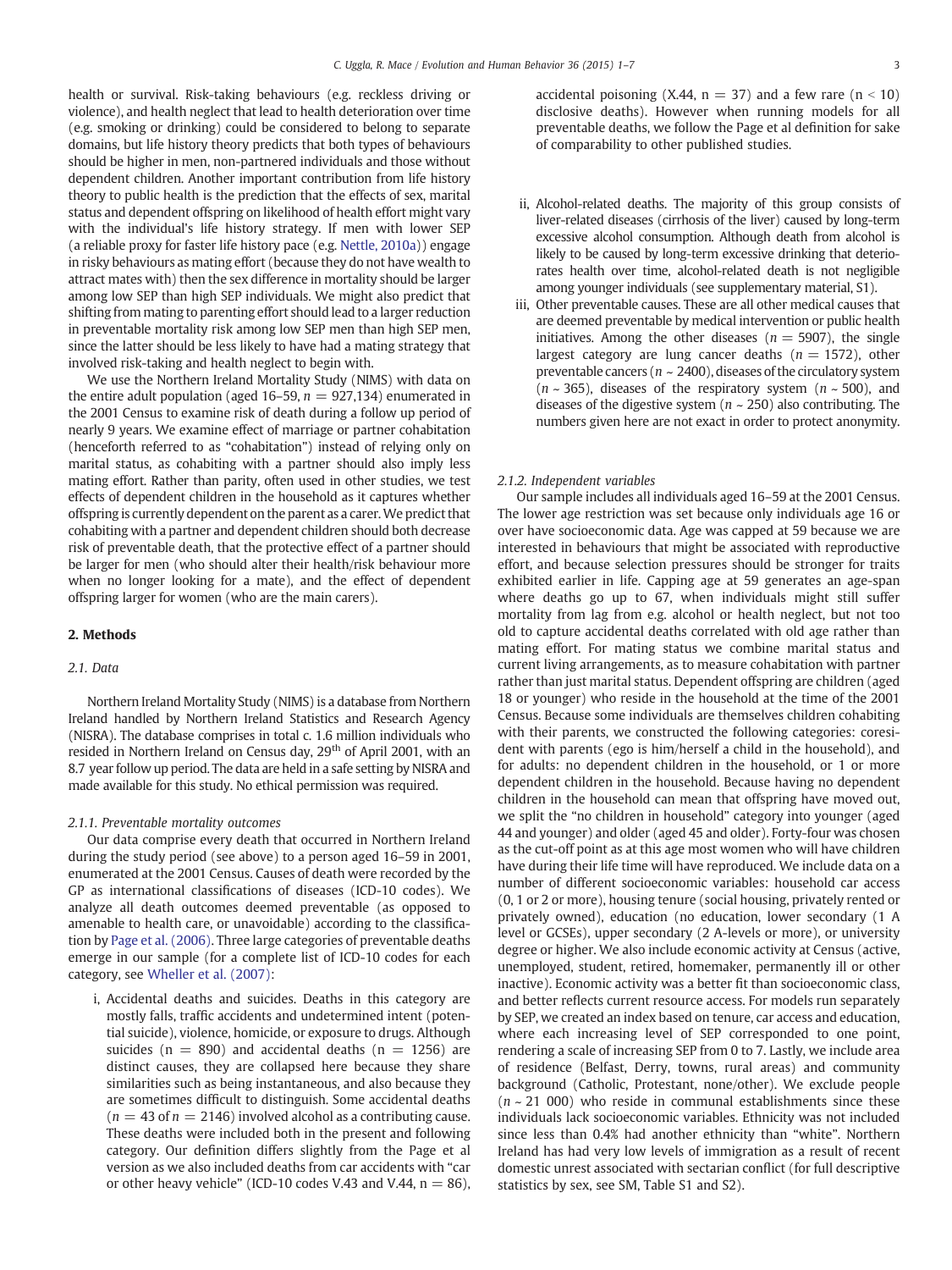health or survival. Risk-taking behaviours (e.g. reckless driving or violence), and health neglect that lead to health deterioration over time (e.g. smoking or drinking) could be considered to belong to separate domains, but life history theory predicts that both types of behaviours should be higher in men, non-partnered individuals and those without dependent children. Another important contribution from life history theory to public health is the prediction that the effects of sex, marital status and dependent offspring on likelihood of health effort might vary with the individual's life history strategy. If men with lower SEP (a reliable proxy for faster life history pace (e.g. Nettle, 2010a)) engage in risky behaviours as mating effort (because they do not have wealth to attract mates with) then the sex difference in mortality should be larger among low SEP than high SEP individuals. We might also predict that shifting from mating to parenting effort should lead to a larger reduction in preventable mortality risk among low SEP men than high SEP men, since the latter should be less likely to have had a mating strategy that involved risk-taking and health neglect to begin with.

We use the Northern Ireland Mortality Study (NIMS) with data on the entire adult population (aged 16–59, $n = 927{,}134$) enumerated in the 2001 Census to examine risk of death during a follow up period of nearly 9 years. We examine effect of marriage or partner cohabitation (henceforth referred to as "cohabitation") instead of relying only on marital status, as cohabiting with a partner should also imply less mating effort. Rather than parity, often used in other studies, we test effects of dependent children in the household as it captures whether offspring is currently dependent on the parent as a carer. We predict that cohabiting with a partner and dependent children should both decrease risk of preventable death, that the protective effect of a partner should be larger for men (who should alter their health/risk behaviour more when no longer looking for a mate), and the effect of dependent offspring larger for women (who are the main carers).

## 2. Methods

### 2.1. Data

Northern Ireland Mortality Study (NIMS) is a database from Northern Ireland handled by Northern Ireland Statistics and Research Agency (NISRA). The database comprises in total c. 1.6 million individuals who resided in Northern Ireland on Census day, 29th of April 2001, with an 8.7 year follow up period. The data are held in a safe setting by NISRA and made available for this study. No ethical permission was required.

#### 2.1.1. Preventable mortality outcomes

Our data comprise every death that occurred in Northern Ireland during the study period (see above) to a person aged 16–59 in 2001, enumerated at the 2001 Census. Causes of death were recorded by the GP as international classifications of diseases (ICD-10 codes). We analyze all death outcomes deemed preventable (as opposed to amenable to health care, or unavoidable) according to the classification by Page et al. (2006). Three large categories of preventable deaths emerge in our sample (for a complete list of ICD-10 codes for each category, see Wheller et al. (2007):

i, Accidental deaths and suicides. Deaths in this category are mostly falls, traffic accidents and undetermined intent (potential suicide), violence, homicide, or exposure to drugs. Although suicides ($n = 890$) and accidental deaths ($n = 1256$) are distinct causes, they are collapsed here because they share similarities such as being instantaneous, and also because they are sometimes difficult to distinguish. Some accidental deaths ($n = 43$ of $n = 2146$) involved alcohol as a contributing cause. These deaths were included both in the present and following category. Our definition differs slightly from the Page et al version as we also included deaths from car accidents with "car or other heavy vehicle" (ICD-10 codes V.43 and V.44, $n = 86$), accidental poisoning (X.44, $n = 37$) and a few rare ($n < 10$) disclosive deaths). However when running models for all preventable deaths, we follow the Page et al definition for sake of comparability to other published studies.

ii, Alcohol-related deaths. The majority of this group consists of liver-related diseases (cirrhosis of the liver) caused by long-term excessive alcohol consumption. Although death from alcohol is likely to be caused by long-term excessive drinking that deteriorates health over time, alcohol-related death is not negligible among younger individuals (see supplementary material, S1).

iii, Other preventable causes. These are all other medical causes that are deemed preventable by medical intervention or public health initiatives. Among the other diseases ($n = 5907$), the single largest category are lung cancer deaths ($n = 1572$), other preventable cancers ($n \sim 2400$), diseases of the circulatory system ($n \sim 365$), diseases of the respiratory system ($n \sim 500$), and diseases of the digestive system ($n \sim 250$) also contributing. The numbers given here are not exact in order to protect anonymity.

#### 2.1.2. Independent variables

Our sample includes all individuals aged 16–59 at the 2001 Census. The lower age restriction was set because only individuals age 16 or over have socioeconomic data. Age was capped at 59 because we are interested in behaviours that might be associated with reproductive effort, and because selection pressures should be stronger for traits exhibited earlier in life. Capping age at 59 generates an age-span where deaths go up to 67, when individuals might still suffer mortality from lag from e.g. alcohol or health neglect, but not too old to capture accidental deaths correlated with old age rather than mating effort. For mating status we combine marital status and current living arrangements, as to measure cohabitation with partner rather than just marital status. Dependent offspring are children (aged 18 or younger) who reside in the household at the time of the 2001 Census. Because some individuals are themselves children cohabiting with their parents, we constructed the following categories: coresident with parents (ego is him/herself a child in the household), and for adults: no dependent children in the household, or 1 or more dependent children in the household. Because having no dependent children in the household can mean that offspring have moved out, we split the "no children in household" category into younger (aged 44 and younger) and older (aged 45 and older). Forty-four was chosen as the cut-off point as at this age most women who will have children have during their life time will have reproduced. We include data on a number of different socioeconomic variables: household car access (0, 1 or 2 or more), housing tenure (social housing, privately rented or privately owned), education (no education, lower secondary (1 A level or GCSEs), upper secondary (2 A-levels or more), or university degree or higher. We also include economic activity at Census (active, unemployed, student, retired, homemaker, permanently ill or other inactive). Economic activity was a better fit than socioeconomic class, and better reflects current resource access. For models run separately by SEP, we created an index based on tenure, car access and education, where each increasing level of SEP corresponded to one point, rendering a scale of increasing SEP from 0 to 7. Lastly, we include area of residence (Belfast, Derry, towns, rural areas) and community background (Catholic, Protestant, none/other). We exclude people ($n \sim 21\ 000$) who reside in communal establishments since these individuals lack socioeconomic variables. Ethnicity was not included since less than 0.4% had another ethnicity than "white". Northern Ireland has had very low levels of immigration as a result of recent domestic unrest associated with sectarian conflict (for full descriptive statistics by sex, see SM, Table S1 and S2).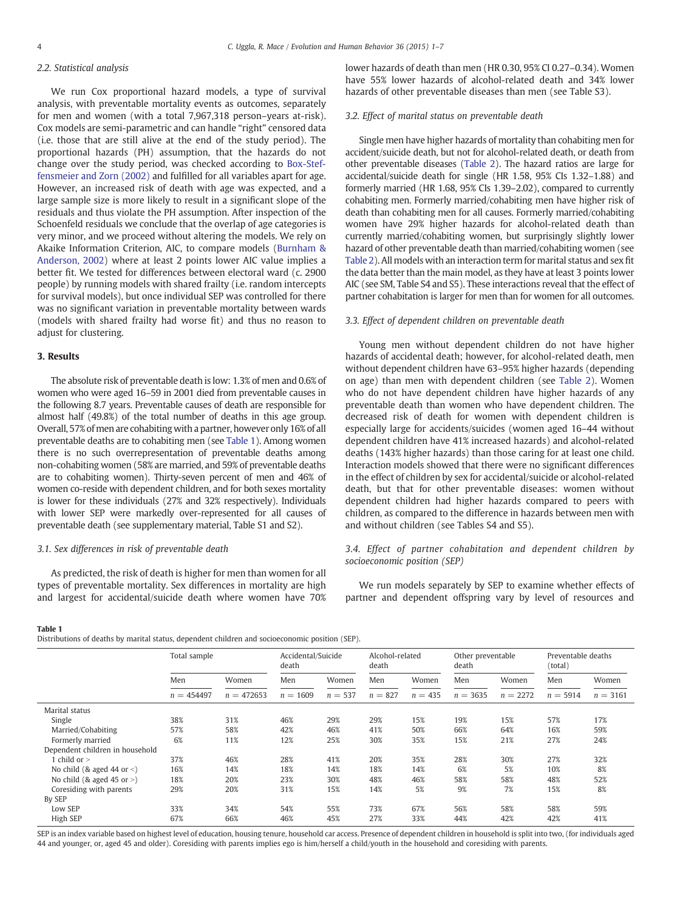### 2.2. Statistical analysis

We run Cox proportional hazard models, a type of survival analysis, with preventable mortality events as outcomes, separately for men and women (with a total 7,967,318 person–years at-risk). Cox models are semi-parametric and can handle "right" censored data (i.e. those that are still alive at the end of the study period). The proportional hazards (PH) assumption, that the hazards do not change over the study period, was checked according to Box-Steffensmeier and Zorn (2002) and fulfilled for all variables apart for age. However, an increased risk of death with age was expected, and a large sample size is more likely to result in a significant slope of the residuals and thus violate the PH assumption. After inspection of the Schoenfeld residuals we conclude that the overlap of age categories is very minor, and we proceed without altering the models. We rely on Akaike Information Criterion, AIC, to compare models (Burnham & Anderson, 2002) where at least 2 points lower AIC value implies a better fit. We tested for differences between electoral ward (c. 2900 people) by running models with shared frailty (i.e. random intercepts for survival models), but once individual SEP was controlled for there was no significant variation in preventable mortality between wards (models with shared frailty had worse fit) and thus no reason to adjust for clustering.

## 3. Results

The absolute risk of preventable death is low: 1.3% of men and 0.6% of women who were aged 16–59 in 2001 died from preventable causes in the following 8.7 years. Preventable causes of death are responsible for almost half (49.8%) of the total number of deaths in this age group. Overall, 57% of men are cohabiting with a partner, however only 16% of all preventable deaths are to cohabiting men (see Table 1). Among women there is no such overrepresentation of preventable deaths among non-cohabiting women (58% are married, and 59% of preventable deaths are to cohabiting women). Thirty-seven percent of men and 46% of women co-reside with dependent children, and for both sexes mortality is lower for these individuals (27% and 32% respectively). Individuals with lower SEP were markedly over-represented for all causes of preventable death (see supplementary material, Table S1 and S2).

### 3.1. Sex differences in risk of preventable death

As predicted, the risk of death is higher for men than women for all types of preventable mortality. Sex differences in mortality are high and largest for accidental/suicide death where women have 70% lower hazards of death than men (HR 0.30, 95% CI 0.27–0.34). Women have 55% lower hazards of alcohol-related death and 34% lower hazards of other preventable diseases than men (see Table S3).

### 3.2. Effect of marital status on preventable death

Single men have higher hazards of mortality than cohabiting men for accident/suicide death, but not for alcohol-related death, or death from other preventable diseases (Table 2). The hazard ratios are large for accidental/suicide death for single (HR 1.58, 95% CIs 1.32–1.88) and formerly married (HR 1.68, 95% CIs 1.39–2.02), compared to currently cohabiting men. Formerly married/cohabiting men have higher risk of death than cohabiting men for all causes. Formerly married/cohabiting women have 29% higher hazards for alcohol-related death than currently married/cohabiting women, but surprisingly slightly lower hazard of other preventable death than married/cohabiting women (see Table 2). All models with an interaction term for marital status and sex fit the data better than the main model, as they have at least 3 points lower AIC (see SM, Table S4 and S5). These interactions reveal that the effect of partner cohabitation is larger for men than for women for all outcomes.

### 3.3. Effect of dependent children on preventable death

Young men without dependent children do not have higher hazards of accidental death; however, for alcohol-related death, men without dependent children have 63–95% higher hazards (depending on age) than men with dependent children (see Table 2). Women who do not have dependent children have higher hazards of any preventable death than women who have dependent children. The decreased risk of death for women with dependent children is especially large for accidents/suicides (women aged 16–44 without dependent children have 41% increased hazards) and alcohol-related deaths (143% higher hazards) than those caring for at least one child. Interaction models showed that there were no significant differences in the effect of children by sex for accidental/suicide or alcohol-related death, but that for other preventable diseases: women without dependent children had higher hazards compared to peers with children, as compared to the difference in hazards between men with and without children (see Tables S4 and S5).

### 3.4. Effect of partner cohabitation and dependent children by socioeconomic position (SEP)

We run models separately by SEP to examine whether effects of partner and dependent offspring vary by level of resources and

**Table 1**
Distributions of deaths by marital status, dependent children and socioeconomic position (SEP).

| | Total sample | | Accidental/Suicide death | | Alcohol-related death | | Other preventable death | | Preventable deaths (total) | |
|---|---|---|---|---|---|---|---|---|---|---|
| | Men | Women | Men | Women | Men | Women | Men | Women | Men | Women |
| | $n = 454497$ | $n = 472653$ | $n = 1609$ | $n = 537$ | $n = 827$ | $n = 435$ | $n = 3635$ | $n = 2272$ | $n = 5914$ | $n = 3161$ |
| Marital status | | | | | | | | | | |
| Single | 38% | 31% | 46% | 29% | 29% | 15% | 19% | 15% | 57% | 17% |
| Married/Cohabiting | 57% | 58% | 42% | 46% | 41% | 50% | 66% | 64% | 16% | 59% |
| Formerly married | 6% | 11% | 12% | 25% | 30% | 35% | 15% | 21% | 27% | 24% |
| Dependent children in household | | | | | | | | | | |
| 1 child or > | 37% | 46% | 28% | 41% | 20% | 35% | 28% | 30% | 27% | 32% |
| No child (& aged 44 or <) | 16% | 14% | 18% | 14% | 18% | 14% | 6% | 5% | 10% | 8% |
| No child (& aged 45 or >) | 18% | 20% | 23% | 30% | 48% | 46% | 58% | 58% | 48% | 52% |
| Coresiding with parents | 29% | 20% | 31% | 15% | 14% | 5% | 9% | 7% | 15% | 8% |
| By SEP | | | | | | | | | | |
| Low SEP | 33% | 34% | 54% | 55% | 73% | 67% | 56% | 58% | 58% | 59% |
| High SEP | 67% | 66% | 46% | 45% | 27% | 33% | 44% | 42% | 42% | 41% |

SEP is an index variable based on highest level of education, housing tenure, household car access. Presence of dependent children in household is split into two, (for individuals aged 44 and younger, or, aged 45 and older). Coresiding with parents implies ego is him/herself a child/youth in the household and coresiding with parents.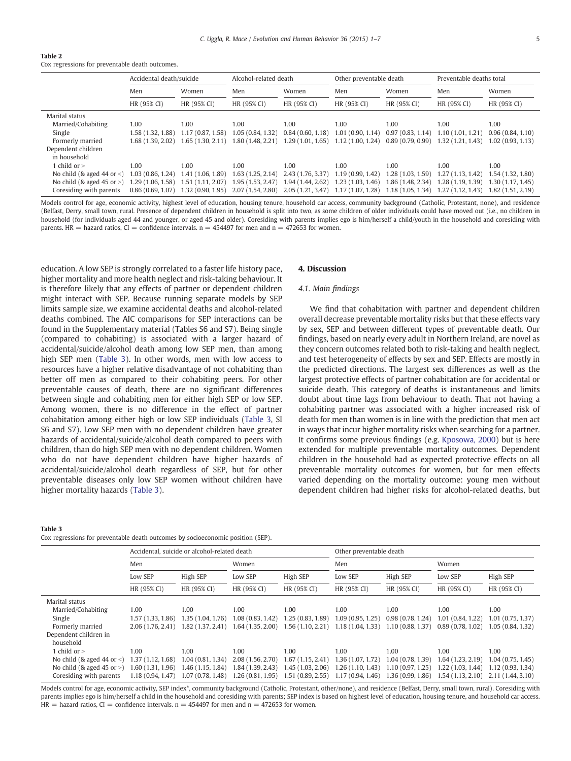**Table 2**
Cox regressions for preventable death outcomes.

| | Accidental death/suicide | | Alcohol-related death | | Other preventable death | | Preventable deaths total | |
|---|---|---|---|---|---|---|---|---|
| | Men | Women | Men | Women | Men | Women | Men | Women |
| | HR (95% CI) | HR (95% CI) | HR (95% CI) | HR (95% CI) | HR (95% CI) | HR (95% CI) | HR (95% CI) | HR (95% CI) |
| Marital status | | | | | | | | |
| Married/Cohabiting | 1.00 | 1.00 | 1.00 | 1.00 | 1.00 | 1.00 | 1.00 | 1.00 |
| Single | 1.58 (1.32, 1.88) | 1.17 (0.87, 1.58) | 1.05 (0.84, 1.32) | 0.84 (0.60, 1.18) | 1.01 (0.90, 1.14) | 0.97 (0.83, 1.14) | 1.10 (1.01, 1.21) | 0.96 (0.84, 1.10) |
| Formerly married | 1.68 (1.39, 2.02) | 1.65 (1.30, 2.11) | 1.80 (1.48, 2.21) | 1.29 (1.01, 1.65) | 1.12 (1.00, 1.24) | 0.89 (0.79, 0.99) | 1.32 (1.21, 1.43) | 1.02 (0.93, 1.13) |
| Dependent children in household | | | | | | | | |
| 1 child or > | 1.00 | 1.00 | 1.00 | 1.00 | 1.00 | 1.00 | 1.00 | 1.00 |
| No child (& aged 44 or <) | 1.03 (0.86, 1.24) | 1.41 (1.06, 1.89) | 1.63 (1.25, 2.14) | 2.43 (1.76, 3.37) | 1.19 (0.99, 1.42) | 1.28 (1.03, 1.59) | 1.27 (1.13, 1.42) | 1.54 (1.32, 1.80) |
| No child (& aged 45 or >) | 1.29 (1.06, 1.58) | 1.51 (1.11, 2.07) | 1.95 (1.53, 2.47) | 1.94 (1.44, 2.62) | 1.23 (1.03, 1.46) | 1.86 (1.48, 2.34) | 1.28 (1.19, 1.39) | 1.30 (1.17, 1.45) |
| Coresiding with parents | 0.86 (0.69, 1.07) | 1.32 (0.90, 1.95) | 2.07 (1.54, 2.80) | 2.05 (1.21, 3.47) | 1.17 (1.07, 1.28) | 1.18 (1.05, 1.34) | 1.27 (1.12, 1.43) | 1.82 (1.51, 2.19) |

Models control for age, economic activity, highest level of education, housing tenure, household car access, community background (Catholic, Protestant, none), and residence (Belfast, Derry, small town, rural). Presence of dependent children in household is split into two, as some children of older individuals could have moved out (i.e., no children in household (for individuals aged 44 and younger, or aged 45 and older). Coresiding with parents implies ego is him/herself a child/youth in the household and coresiding with parents. HR = hazard ratios, CI = confidence intervals. n = 454497 for men and n = 472653 for women.

education. A low SEP is strongly correlated to a faster life history pace, higher mortality and more health neglect and risk-taking behaviour. It is therefore likely that any effects of partner or dependent children might interact with SEP. Because running separate models by SEP limits sample size, we examine accidental deaths and alcohol-related deaths combined. The AIC comparisons for SEP interactions can be found in the Supplementary material (Tables S6 and S7). Being single (compared to cohabiting) is associated with a larger hazard of accidental/suicide/alcohol death among low SEP men, than among high SEP men (Table 3). In other words, men with low access to resources have a higher relative disadvantage of not cohabiting than better off men as compared to their cohabiting peers. For other preventable causes of death, there are no significant differences between single and cohabiting men for either high SEP or low SEP. Among women, there is no difference in the effect of partner cohabitation among either high or low SEP individuals (Table 3, SI S6 and S7). Low SEP men with no dependent children have greater hazards of accidental/suicide/alcohol death compared to peers with children, than do high SEP men with no dependent children. Women who do not have dependent children have higher hazards of accidental/suicide/alcohol death regardless of SEP, but for other preventable diseases only low SEP women without children have higher mortality hazards (Table 3).

## 4. Discussion

### 4.1. Main findings

We find that cohabitation with partner and dependent children overall decrease preventable mortality risks but that these effects vary by sex, SEP and between different types of preventable death. Our findings, based on nearly every adult in Northern Ireland, are novel as they concern outcomes related both to risk-taking and health neglect, and test heterogeneity of effects by sex and SEP. Effects are mostly in the predicted directions. The largest sex differences as well as the largest protective effects of partner cohabitation are for accidental or suicide death. This category of deaths is instantaneous and limits doubt about time lags from behaviour to death. That not having a cohabiting partner was associated with a higher increased risk of death for men than women is in line with the prediction that men act in ways that incur higher mortality risks when searching for a partner. It confirms some previous findings (e.g. Kposowa, 2000) but is here extended for multiple preventable mortality outcomes. Dependent children in the household had as expected protective effects on all preventable mortality outcomes for women, but for men effects varied depending on the mortality outcome: young men without dependent children had higher risks for alcohol-related deaths, but

**Table 3**
Cox regressions for preventable death outcomes by socioeconomic position (SEP).

| | Accidental, suicide or alcohol-related death | | | | Other preventable death | | | |
|---|---|---|---|---|---|---|---|---|
| | Men | | Women | | Men | | Women | |
| | Low SEP | High SEP | Low SEP | High SEP | Low SEP | High SEP | Low SEP | High SEP |
| | HR (95% CI) | HR (95% CI) | HR (95% CI) | HR (95% CI) | HR (95% CI) | HR (95% CI) | HR (95% CI) | HR (95% CI) |
| Marital status | | | | | | | | |
| Married/Cohabiting | 1.00 | 1.00 | 1.00 | 1.00 | 1.00 | 1.00 | 1.00 | 1.00 |
| Single | 1.57 (1.33, 1.86) | 1.35 (1.04, 1.76) | 1.08 (0.83, 1.42) | 1.25 (0.83, 1.89) | 1.09 (0.95, 1.25) | 0.98 (0.78, 1.24) | 1.01 (0.84, 1.22) | 1.01 (0.75, 1.37) |
| Formerly married | 2.06 (1.76, 2.41) | 1.82 (1.37, 2.41) | 1.64 (1.35, 2.00) | 1.56 (1.10, 2.21) | 1.18 (1.04, 1.33) | 1.10 (0.88, 1.37) | 0.89 (0.78, 1.02) | 1.05 (0.84, 1.32) |
| Dependent children in household | | | | | | | | |
| 1 child or > | 1.00 | 1.00 | 1.00 | 1.00 | 1.00 | 1.00 | 1.00 | 1.00 |
| No child (& aged 44 or <) | 1.37 (1.12, 1.68) | 1.04 (0.81, 1.34) | 2.08 (1.56, 2.70) | 1.67 (1.15, 2.41) | 1.36 (1.07, 1.72) | 1.04 (0.78, 1.39) | 1.64 (1.23, 2.19) | 1.04 (0.75, 1.45) |
| No child (& aged 45 or >) | 1.60 (1.31, 1.96) | 1.46 (1.15, 1.84) | 1.84 (1.39, 2.43) | 1.45 (1.03, 2.06) | 1.26 (1.10, 1.43) | 1.10 (0.97, 1.25) | 1.22 (1.03, 1.44) | 1.12 (0.93, 1.34) |
| Coresiding with parents | 1.18 (0.94, 1.47) | 1.07 (0.78, 1.48) | 1.26 (0.81, 1.95) | 1.51 (0.89, 2.55) | 1.17 (0.94, 1.46) | 1.36 (0.99, 1.86) | 1.54 (1.13, 2.10) | 2.11 (1.44, 3.10) |

Models control for age, economic activity, SEP index*, community background (Catholic, Protestant, other/none), and residence (Belfast, Derry, small town, rural). Coresiding with parents implies ego is him/herself a child in the household and coresiding with parents; SEP index is based on highest level of education, housing tenure, and household car access. HR = hazard ratios, CI = confidence intervals. n = 454497 for men and n = 472653 for women.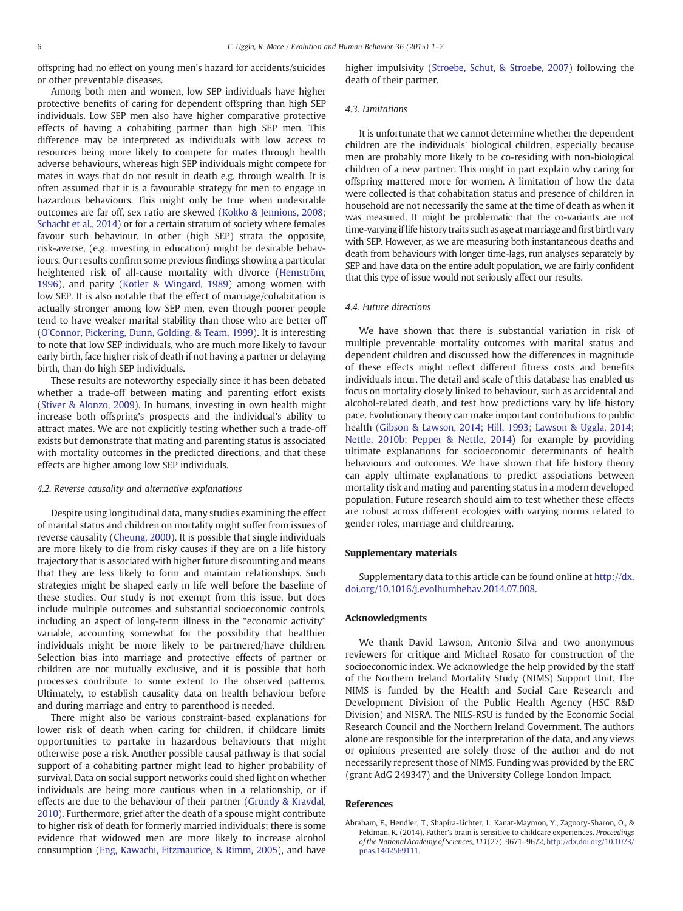offspring had no effect on young men's hazard for accidents/suicides or other preventable diseases.

Among both men and women, low SEP individuals have higher protective benefits of caring for dependent offspring than high SEP individuals. Low SEP men also have higher comparative protective effects of having a cohabiting partner than high SEP men. This difference may be interpreted as individuals with low access to resources being more likely to compete for mates through health adverse behaviours, whereas high SEP individuals might compete for mates in ways that do not result in death e.g. through wealth. It is often assumed that it is a favourable strategy for men to engage in hazardous behaviours. This might only be true when undesirable outcomes are far off, sex ratio are skewed (Kokko & Jennions, 2008; Schacht et al., 2014) or for a certain stratum of society where females favour such behaviour. In other (high SEP) strata the opposite, risk-averse, (e.g. investing in education) might be desirable behaviours. Our results confirm some previous findings showing a particular heightened risk of all-cause mortality with divorce (Hemström, 1996), and parity (Kotler & Wingard, 1989) among women with low SEP. It is also notable that the effect of marriage/cohabitation is actually stronger among low SEP men, even though poorer people tend to have weaker marital stability than those who are better off (O'Connor, Pickering, Dunn, Golding, & Team, 1999). It is interesting to note that low SEP individuals, who are much more likely to favour early birth, face higher risk of death if not having a partner or delaying birth, than do high SEP individuals.

These results are noteworthy especially since it has been debated whether a trade-off between mating and parenting effort exists (Stiver & Alonzo, 2009). In humans, investing in own health might increase both offspring's prospects and the individual's ability to attract mates. We are not explicitly testing whether such a trade-off exists but demonstrate that mating and parenting status is associated with mortality outcomes in the predicted directions, and that these effects are higher among low SEP individuals.

### 4.2. Reverse causality and alternative explanations

Despite using longitudinal data, many studies examining the effect of marital status and children on mortality might suffer from issues of reverse causality (Cheung, 2000). It is possible that single individuals are more likely to die from risky causes if they are on a life history trajectory that is associated with higher future discounting and means that they are less likely to form and maintain relationships. Such strategies might be shaped early in life well before the baseline of these studies. Our study is not exempt from this issue, but does include multiple outcomes and substantial socioeconomic controls, including an aspect of long-term illness in the "economic activity" variable, accounting somewhat for the possibility that healthier individuals might be more likely to be partnered/have children. Selection bias into marriage and protective effects of partner or children are not mutually exclusive, and it is possible that both processes contribute to some extent to the observed patterns. Ultimately, to establish causality data on health behaviour before and during marriage and entry to parenthood is needed.

There might also be various constraint-based explanations for lower risk of death when caring for children, if childcare limits opportunities to partake in hazardous behaviours that might otherwise pose a risk. Another possible causal pathway is that social support of a cohabiting partner might lead to higher probability of survival. Data on social support networks could shed light on whether individuals are being more cautious when in a relationship, or if effects are due to the behaviour of their partner (Grundy & Kravdal, 2010). Furthermore, grief after the death of a spouse might contribute to higher risk of death for formerly married individuals; there is some evidence that widowed men are more likely to increase alcohol consumption (Eng, Kawachi, Fitzmaurice, & Rimm, 2005), and have higher impulsivity (Stroebe, Schut, & Stroebe, 2007) following the death of their partner.

### 4.3. Limitations

It is unfortunate that we cannot determine whether the dependent children are the individuals' biological children, especially because men are probably more likely to be co-residing with non-biological children of a new partner. This might in part explain why caring for offspring mattered more for women. A limitation of how the data were collected is that cohabitation status and presence of children in household are not necessarily the same at the time of death as when it was measured. It might be problematic that the co-variants are not time-varying if life history traits such as age at marriage and first birth vary with SEP. However, as we are measuring both instantaneous deaths and death from behaviours with longer time-lags, run analyses separately by SEP and have data on the entire adult population, we are fairly confident that this type of issue would not seriously affect our results.

### 4.4. Future directions

We have shown that there is substantial variation in risk of multiple preventable mortality outcomes with marital status and dependent children and discussed how the differences in magnitude of these effects might reflect different fitness costs and benefits individuals incur. The detail and scale of this database has enabled us focus on mortality closely linked to behaviour, such as accidental and alcohol-related death, and test how predictions vary by life history pace. Evolutionary theory can make important contributions to public health (Gibson & Lawson, 2014; Hill, 1993; Lawson & Uggla, 2014; Nettle, 2010b; Pepper & Nettle, 2014) for example by providing ultimate explanations for socioeconomic determinants of health behaviours and outcomes. We have shown that life history theory can apply ultimate explanations to predict associations between mortality risk and mating and parenting status in a modern developed population. Future research should aim to test whether these effects are robust across different ecologies with varying norms related to gender roles, marriage and childrearing.

## Supplementary materials

Supplementary data to this article can be found online at http://dx.doi.org/10.1016/j.evolhumbehav.2014.07.008.

## Acknowledgments

We thank David Lawson, Antonio Silva and two anonymous reviewers for critique and Michael Rosato for construction of the socioeconomic index. We acknowledge the help provided by the staff of the Northern Ireland Mortality Study (NIMS) Support Unit. The NIMS is funded by the Health and Social Care Research and Development Division of the Public Health Agency (HSC R&D Division) and NISRA. The NILS-RSU is funded by the Economic Social Research Council and the Northern Ireland Government. The authors alone are responsible for the interpretation of the data, and any views or opinions presented are solely those of the author and do not necessarily represent those of NIMS. Funding was provided by the ERC (grant AdG 249347) and the University College London Impact.

## References

Abraham, E., Hendler, T., Shapira-Lichter, I., Kanat-Maymon, Y., Zagoory-Sharon, O., & Feldman, R. (2014). Father's brain is sensitive to childcare experiences. *Proceedings of the National Academy of Sciences*, *111*(27), 9671–9672, http://dx.doi.org/10.1073/pnas.1402569111.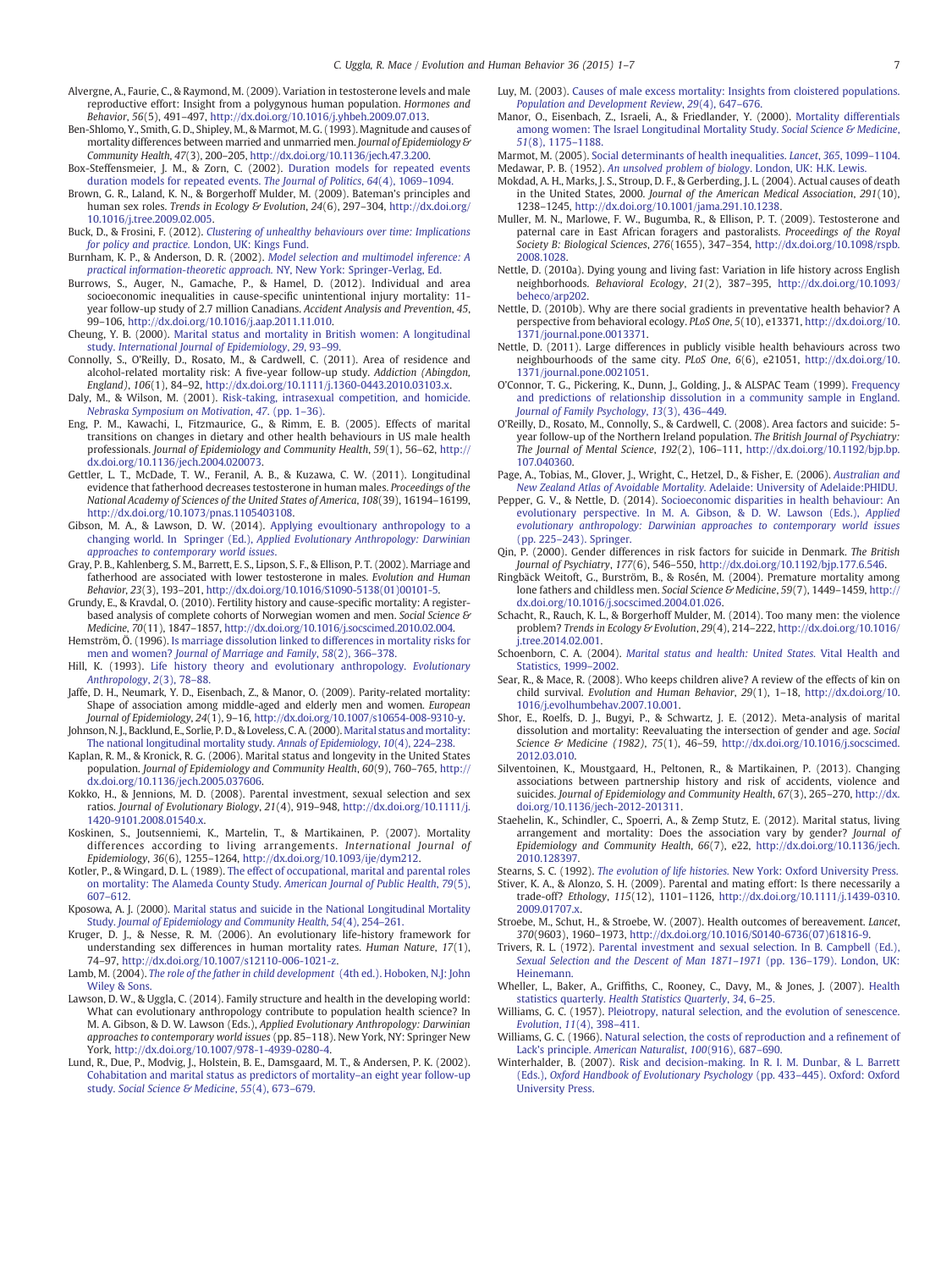Alvergne, A., Faurie, C., & Raymond, M. (2009). Variation in testosterone levels and male reproductive effort: Insight from a polygynous human population. *Hormones and Behavior*, *56*(5), 491–497, http://dx.doi.org/10.1016/j.yhbeh.2009.07.013.

Ben-Shlomo, Y., Smith, G. D., Shipley, M., & Marmot, M. G. (1993). Magnitude and causes of mortality differences between married and unmarried men. *Journal of Epidemiology & Community Health*, *47*(3), 200–205, http://dx.doi.org/10.1136/jech.47.3.200.

Box-Steffensmeier, J. M., & Zorn, C. (2002). Duration models for repeated events duration models for repeated events. *The Journal of Politics*, *64*(4), 1069–1094.

Brown, G. R., Laland, K. N., & Borgerhoff Mulder, M. (2009). Bateman's principles and human sex roles. *Trends in Ecology & Evolution*, *24*(6), 297–304, http://dx.doi.org/10.1016/j.tree.2009.02.005.

Buck, D., & Frosini, F. (2012). *Clustering of unhealthy behaviours over time: Implications for policy and practice.* London, UK: Kings Fund.

Burnham, K. P., & Anderson, D. R. (2002). *Model selection and multimodel inference: A practical information-theoretic approach.* NY, New York: Springer-Verlag, Ed.

Burrows, S., Auger, N., Gamache, P., & Hamel, D. (2012). Individual and area socioeconomic inequalities in cause-specific unintentional injury mortality: 11-year follow-up study of 2.7 million Canadians. *Accident Analysis and Prevention*, *45*, 99–106, http://dx.doi.org/10.1016/j.aap.2011.11.010.

Cheung, Y. B. (2000). Marital status and mortality in British women: A longitudinal study. *International Journal of Epidemiology*, *29*, 93–99.

Connolly, S., O'Reilly, D., Rosato, M., & Cardwell, C. (2011). Area of residence and alcohol-related mortality risk: A five-year follow-up study. *Addiction (Abingdon, England)*, *106*(1), 84–92, http://dx.doi.org/10.1111/j.1360-0443.2010.03103.x.

Daly, M., & Wilson, M. (2001). Risk-taking, intrasexual competition, and homicide. *Nebraska Symposium on Motivation*, *47*. (pp. 1–36).

Eng, P. M., Kawachi, I., Fitzmaurice, G., & Rimm, E. B. (2005). Effects of marital transitions on changes in dietary and other health behaviours in US male health professionals. *Journal of Epidemiology and Community Health*, *59*(1), 56–62, http://dx.doi.org/10.1136/jech.2004.020073.

Gettler, L. T., McDade, T. W., Feranil, A. B., & Kuzawa, C. W. (2011). Longitudinal evidence that fatherhood decreases testosterone in human males. *Proceedings of the National Academy of Sciences of the United States of America*, *108*(39), 16194–16199, http://dx.doi.org/10.1073/pnas.1105403108.

Gibson, M. A., & Lawson, D. W. (2014). Applying evoultionary anthropology to a changing world. In Springer (Ed.), *Applied Evolutionary Anthropology: Darwinian approaches to contemporary world issues*.

Gray, P. B., Kahlenberg, S. M., Barrett, E. S., Lipson, S. F., & Ellison, P. T. (2002). Marriage and fatherhood are associated with lower testosterone in males. *Evolution and Human Behavior*, *23*(3), 193–201, http://dx.doi.org/10.1016/S1090-5138(01)00101-5.

Grundy, E., & Kravdal, O. (2010). Fertility history and cause-specific mortality: A register-based analysis of complete cohorts of Norwegian women and men. *Social Science & Medicine*, *70*(11), 1847–1857, http://dx.doi.org/10.1016/j.socscimed.2010.02.004.

Hemström, Ö. (1996). Is marriage dissolution linked to differences in mortality risks for men and women? *Journal of Marriage and Family*, *58*(2), 366–378.

Hill, K. (1993). Life history theory and evolutionary anthropology. *Evolutionary Anthropology*, *2*(3), 78–88.

Jaffe, D. H., Neumark, Y. D., Eisenbach, Z., & Manor, O. (2009). Parity-related mortality: Shape of association among middle-aged and elderly men and women. *European Journal of Epidemiology*, *24*(1), 9–16, http://dx.doi.org/10.1007/s10654-008-9310-y.

Johnson, N. J., Backlund, E., Sorlie, P. D., & Loveless, C. A. (2000). Marital status and mortality: The national longitudinal mortality study. *Annals of Epidemiology*, *10*(4), 224–238.

Kaplan, R. M., & Kronick, R. G. (2006). Marital status and longevity in the United States population. *Journal of Epidemiology and Community Health*, *60*(9), 760–765, http://dx.doi.org/10.1136/jech.2005.037606.

Kokko, H., & Jennions, M. D. (2008). Parental investment, sexual selection and sex ratios. *Journal of Evolutionary Biology*, *21*(4), 919–948, http://dx.doi.org/10.1111/j.1420-9101.2008.01540.x.

Koskinen, S., Joutsenniemi, K., Martelin, T., & Martikainen, P. (2007). Mortality differences according to living arrangements. *International Journal of Epidemiology*, *36*(6), 1255–1264, http://dx.doi.org/10.1093/ije/dym212.

Kotler, P., & Wingard, D. L. (1989). The effect of occupational, marital and parental roles on mortality: The Alameda County Study. *American Journal of Public Health*, *79*(5), 607–612.

Kposowa, A. J. (2000). Marital status and suicide in the National Longitudinal Mortality Study. *Journal of Epidemiology and Community Health*, *54*(4), 254–261.

Kruger, D. J., & Nesse, R. M. (2006). An evolutionary life-history framework for understanding sex differences in human mortality rates. *Human Nature*, *17*(1), 74–97, http://dx.doi.org/10.1007/s12110-006-1021-z.

Lamb, M. (2004). *The role of the father in child development* (4th ed.). Hoboken, N.J: John Wiley & Sons.

Lawson, D. W., & Uggla, C. (2014). Family structure and health in the developing world: What can evolutionary anthropology contribute to population health science? In M. A. Gibson, & D. W. Lawson (Eds.), *Applied Evolutionary Anthropology: Darwinian approaches to contemporary world issues* (pp. 85–118). New York, NY: Springer New York, http://dx.doi.org/10.1007/978-1-4939-0280-4.

Lund, R., Due, P., Modvig, J., Holstein, B. E., Damsgaard, M. T., & Andersen, P. K. (2002). Cohabitation and marital status as predictors of mortality–an eight year follow-up study. *Social Science & Medicine*, *55*(4), 673–679.

Luy, M. (2003). Causes of male excess mortality: Insights from cloistered populations. *Population and Development Review*, *29*(4), 647–676.

Manor, O., Eisenbach, Z., Israeli, A., & Friedlander, Y. (2000). Mortality differentials among women: The Israel Longitudinal Mortality Study. *Social Science & Medicine*, *51*(8), 1175–1188.

Marmot, M. (2005). Social determinants of health inequalities. *Lancet*, *365*, 1099–1104.

Medawar, P. B. (1952). *An unsolved problem of biology*. London, UK: H.K. Lewis.

Mokdad, A. H., Marks, J. S., Stroup, D. F., & Gerberding, J. L. (2004). Actual causes of death in the United States, 2000. *Journal of the American Medical Association*, *291*(10), 1238–1245, http://dx.doi.org/10.1001/jama.291.10.1238.

Muller, M. N., Marlowe, F. W., Bugumba, R., & Ellison, P. T. (2009). Testosterone and paternal care in East African foragers and pastoralists. *Proceedings of the Royal Society B: Biological Sciences*, *276*(1655), 347–354, http://dx.doi.org/10.1098/rspb.2008.1028.

Nettle, D. (2010a). Dying young and living fast: Variation in life history across English neighborhoods. *Behavioral Ecology*, *21*(2), 387–395, http://dx.doi.org/10.1093/beheco/arp202.

Nettle, D. (2010b). Why are there social gradients in preventative health behavior? A perspective from behavioral ecology. *PLoS One*, *5*(10), e13371, http://dx.doi.org/10.1371/journal.pone.0013371.

Nettle, D. (2011). Large differences in publicly visible health behaviours across two neighbourhoods of the same city. *PLoS One*, *6*(6), e21051, http://dx.doi.org/10.1371/journal.pone.0021051.

O'Connor, T. G., Pickering, K., Dunn, J., Golding, J., & ALSPAC Team (1999). Frequency and predictions of relationship dissolution in a community sample in England. *Journal of Family Psychology*, *13*(3), 436–449.

O'Reilly, D., Rosato, M., Connolly, S., & Cardwell, C. (2008). Area factors and suicide: 5-year follow-up of the Northern Ireland population. *The British Journal of Psychiatry: The Journal of Mental Science*, *192*(2), 106–111, http://dx.doi.org/10.1192/bjp.bp.107.040360.

Page, A., Tobias, M., Glover, J., Wright, C., Hetzel, D., & Fisher, E. (2006). *Australian and New Zealand Atlas of Avoidable Mortality.* Adelaide: University of Adelaide:PHIDU.

Pepper, G. V., & Nettle, D. (2014). Socioeconomic disparities in health behaviour: An evolutionary perspective. In M. A. Gibson, & D. W. Lawson (Eds.), *Applied evolutionary anthropology: Darwinian approaches to contemporary world issues* (pp. 225–243). Springer.

Qin, P. (2000). Gender differences in risk factors for suicide in Denmark. *The British Journal of Psychiatry*, *177*(6), 546–550, http://dx.doi.org/10.1192/bjp.177.6.546.

Ringbäck Weitoft, G., Burström, B., & Rosén, M. (2004). Premature mortality among lone fathers and childless men. *Social Science & Medicine*, *59*(7), 1449–1459, http://dx.doi.org/10.1016/j.socscimed.2004.01.026.

Schacht, R., Rauch, K. L., & Borgerhoff Mulder, M. (2014). Too many men: the violence problem? *Trends in Ecology & Evolution*, *29*(4), 214–222, http://dx.doi.org/10.1016/j.tree.2014.02.001.

Schoenborn, C. A. (2004). *Marital status and health: United States.* Vital Health and Statistics, 1999–2002.

Sear, R., & Mace, R. (2008). Who keeps children alive? A review of the effects of kin on child survival. *Evolution and Human Behavior*, *29*(1), 1–18, http://dx.doi.org/10.1016/j.evolhumbehav.2007.10.001.

Shor, E., Roelfs, D. J., Bugyi, P., & Schwartz, J. E. (2012). Meta-analysis of marital dissolution and mortality: Reevaluating the intersection of gender and age. *Social Science & Medicine (1982)*, *75*(1), 46–59, http://dx.doi.org/10.1016/j.socscimed.2012.03.010.

Silventoinen, K., Moustgaard, H., Peltonen, R., & Martikainen, P. (2013). Changing associations between partnership history and risk of accidents, violence and suicides. *Journal of Epidemiology and Community Health*, *67*(3), 265–270, http://dx.doi.org/10.1136/jech-2012-201311.

Staehelin, K., Schindler, C., Spoerri, A., & Zemp Stutz, E. (2012). Marital status, living arrangement and mortality: Does the association vary by gender? *Journal of Epidemiology and Community Health*, *66*(7), e22, http://dx.doi.org/10.1136/jech.2010.128397.

Stearns, S. C. (1992). *The evolution of life histories.* New York: Oxford University Press.

Stiver, K. A., & Alonzo, S. H. (2009). Parental and mating effort: Is there necessarily a trade-off? *Ethology*, *115*(12), 1101–1126, http://dx.doi.org/10.1111/j.1439-0310.2009.01707.x.

Stroebe, M., Schut, H., & Stroebe, W. (2007). Health outcomes of bereavement. *Lancet*, *370*(9603), 1960–1973, http://dx.doi.org/10.1016/S0140-6736(07)61816-9.

Trivers, R. L. (1972). Parental investment and sexual selection. In B. Campbell (Ed.), *Sexual Selection and the Descent of Man 1871–1971* (pp. 136–179). London, UK: Heinemann.

Wheller, L., Baker, A., Griffiths, C., Rooney, C., Davy, M., & Jones, J. (2007). Health statistics quarterly. *Health Statistics Quarterly*, *34*, 6–25.

Williams, G. C. (1957). Pleiotropy, natural selection, and the evolution of senescence. *Evolution*, *11*(4), 398–411.

Williams, G. C. (1966). Natural selection, the costs of reproduction and a refinement of Lack's principle. *American Naturalist*, *100*(916), 687–690.

Winterhalder, B. (2007). Risk and decision-making. In R. I. M. Dunbar, & L. Barrett (Eds.), *Oxford Handbook of Evolutionary Psychology* (pp. 433–445). Oxford: Oxford University Press.